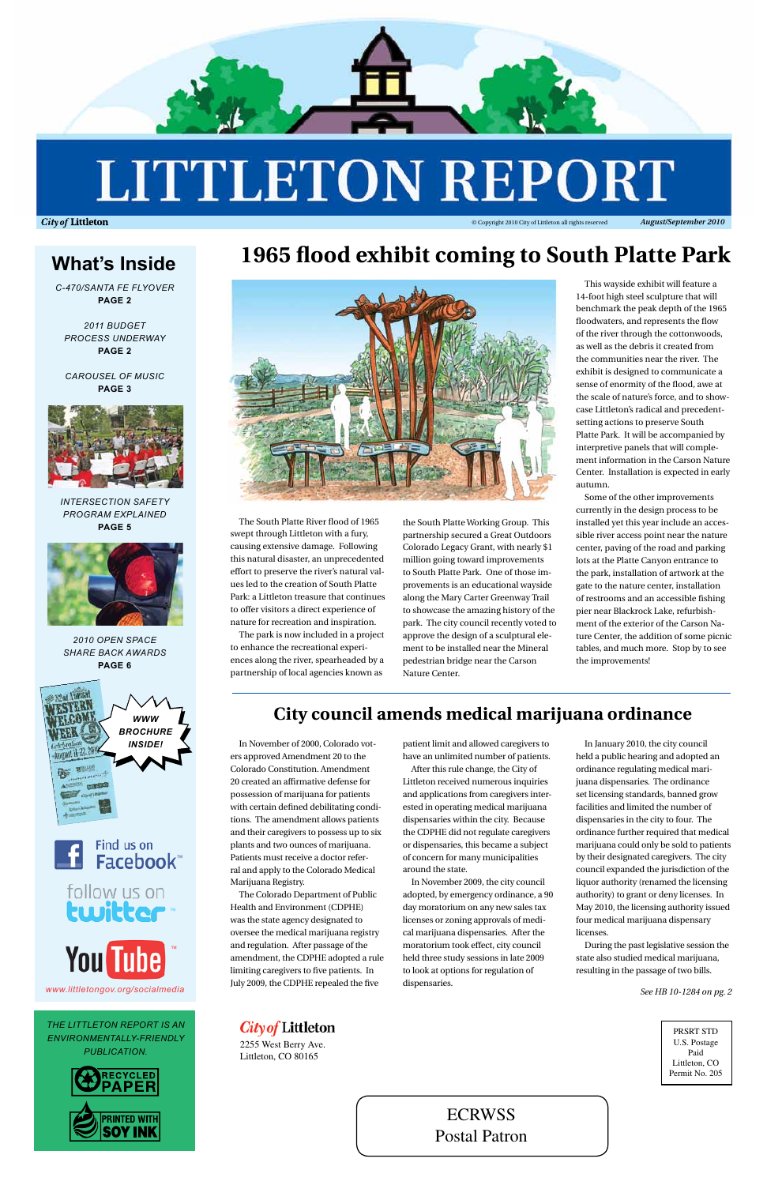# LITTLETON REPORT

*City of Littleton* © Copyright 2010 City of Littleton all rights reserved *August/September 2010*

## What's Inside

*C-470/SANTA FE FLYOVER*
**PAGE 2**

*2011 BUDGET PROCESS UNDERWAY*
**PAGE 2**

*CAROUSEL OF MUSIC*
**PAGE 3**

*INTERSECTION SAFETY PROGRAM EXPLAINED*
**PAGE 5**

*2010 OPEN SPACE SHARE BACK AWARDS*
**PAGE 6**

**WWW BROCHURE INSIDE!**

Find us on Facebook

follow us on twitter

YouTube

*www.littletongov.org/socialmedia*

*THE LITTLETON REPORT IS AN ENVIRONMENTALLY-FRIENDLY PUBLICATION.*

RECYCLED PAPER

PRINTED WITH SOY INK

## 1965 flood exhibit coming to South Platte Park

The South Platte River flood of 1965 swept through Littleton with a fury, causing extensive damage. Following this natural disaster, an unprecedented effort to preserve the river's natural values led to the creation of South Platte Park: a Littleton treasure that continues to offer visitors a direct experience of nature for recreation and inspiration.

The park is now included in a project to enhance the recreational experiences along the river, spearheaded by a partnership of local agencies known as the South Platte Working Group. This partnership secured a Great Outdoors Colorado Legacy Grant, with nearly $1 million going toward improvements to South Platte Park. One of those improvements is an educational wayside along the Mary Carter Greenway Trail to showcase the amazing history of the park. The city council recently voted to approve the design of a sculptural element to be installed near the Mineral pedestrian bridge near the Carson Nature Center.

This wayside exhibit will feature a 14-foot high steel sculpture that will benchmark the peak depth of the 1965 floodwaters, and represents the flow of the river through the cottonwoods, as well as the debris it created from the communities near the river. The exhibit is designed to communicate a sense of enormity of the flood, awe at the scale of nature's force, and to showcase Littleton's radical and precedent-setting actions to preserve South Platte Park. It will be accompanied by interpretive panels that will complement information in the Carson Nature Center. Installation is expected in early autumn.

Some of the other improvements currently in the design process to be installed yet this year include an accessible river access point near the nature center, paving of the road and parking lots at the Platte Canyon entrance to the park, installation of artwork at the gate to the nature center, installation of restrooms and an accessible fishing pier near Blackrock Lake, refurbishment of the exterior of the Carson Nature Center, the addition of some picnic tables, and much more. Stop by to see the improvements!

## City council amends medical marijuana ordinance

In November of 2000, Colorado voters approved Amendment 20 to the Colorado Constitution. Amendment 20 created an affirmative defense for possession of marijuana for patients with certain defined debilitating conditions. The amendment allows patients and their caregivers to possess up to six plants and two ounces of marijuana. Patients must receive a doctor referral and apply to the Colorado Medical Marijuana Registry.

The Colorado Department of Public Health and Environment (CDPHE) was the state agency designated to oversee the medical marijuana registry and regulation. After passage of the amendment, the CDPHE adopted a rule limiting caregivers to five patients. In July 2009, the CDPHE repealed the five patient limit and allowed caregivers to have an unlimited number of patients.

After this rule change, the City of Littleton received numerous inquiries and applications from caregivers interested in operating medical marijuana dispensaries within the city. Because the CDPHE did not regulate caregivers or dispensaries, this became a subject of concern for many municipalities around the state.

In November 2009, the city council adopted, by emergency ordinance, a 90 day moratorium on any new sales tax licenses or zoning approvals of medical marijuana dispensaries. After the moratorium took effect, city council held three study sessions in late 2009 to look at options for regulation of dispensaries.

In January 2010, the city council held a public hearing and adopted an ordinance regulating medical marijuana dispensaries. The ordinance set licensing standards, banned grow facilities and limited the number of dispensaries in the city to four. The ordinance further required that medical marijuana could only be sold to patients by their designated caregivers. The city council expanded the jurisdiction of the liquor authority (renamed the licensing authority) to grant or deny licenses. In May 2010, the licensing authority issued four medical marijuana dispensary licenses.

During the past legislative session the state also studied medical marijuana, resulting in the passage of two bills.

*See HB 10-1284 on pg. 2*

*City of* Littleton
2255 West Berry Ave.
Littleton, CO 80165

PRSRT STD
U.S. Postage
Paid
Littleton, CO
Permit No. 205

ECRWSS
Postal Patron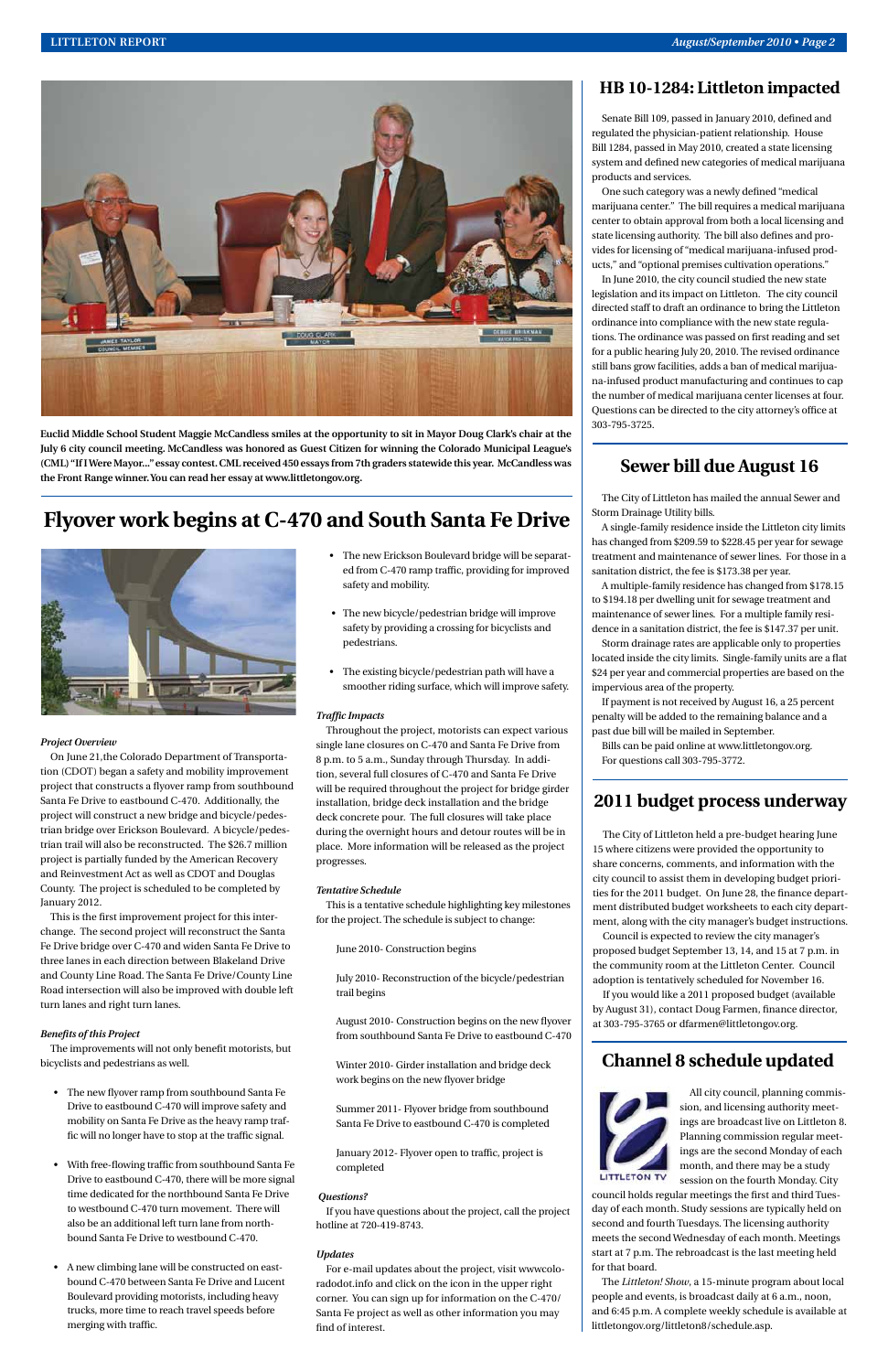Euclid Middle School Student Maggie McCandless smiles at the opportunity to sit in Mayor Doug Clark's chair at the July 6 city council meeting. McCandless was honored as Guest Citizen for winning the Colorado Municipal League's (CML) "If I Were Mayor..." essay contest. CML received 450 essays from 7th graders statewide this year. McCandless was the Front Range winner. You can read her essay at www.littletongov.org.

# Flyover work begins at C-470 and South Santa Fe Drive

*Project Overview*

On June 21,the Colorado Department of Transportation (CDOT) began a safety and mobility improvement project that constructs a flyover ramp from southbound Santa Fe Drive to eastbound C-470. Additionally, the project will construct a new bridge and bicycle/pedestrian bridge over Erickson Boulevard. A bicycle/pedestrian trail will also be reconstructed. The $26.7 million project is partially funded by the American Recovery and Reinvestment Act as well as CDOT and Douglas County. The project is scheduled to be completed by January 2012.

This is the first improvement project for this interchange. The second project will reconstruct the Santa Fe Drive bridge over C-470 and widen Santa Fe Drive to three lanes in each direction between Blakeland Drive and County Line Road. The Santa Fe Drive/County Line Road intersection will also be improved with double left turn lanes and right turn lanes.

*Benefits of this Project*

The improvements will not only benefit motorists, but bicyclists and pedestrians as well.

- The new flyover ramp from southbound Santa Fe Drive to eastbound C-470 will improve safety and mobility on Santa Fe Drive as the heavy ramp traffic will no longer have to stop at the traffic signal.
- With free-flowing traffic from southbound Santa Fe Drive to eastbound C-470, there will be more signal time dedicated for the northbound Santa Fe Drive to westbound C-470 turn movement. There will also be an additional left turn lane from northbound Santa Fe Drive to westbound C-470.
- A new climbing lane will be constructed on eastbound C-470 between Santa Fe Drive and Lucent Boulevard providing motorists, including heavy trucks, more time to reach travel speeds before merging with traffic.
- The new Erickson Boulevard bridge will be separated from C-470 ramp traffic, providing for improved safety and mobility.
- The new bicycle/pedestrian bridge will improve safety by providing a crossing for bicyclists and pedestrians.
- The existing bicycle/pedestrian path will have a smoother riding surface, which will improve safety.

*Traffic Impacts*

Throughout the project, motorists can expect various single lane closures on C-470 and Santa Fe Drive from 8 p.m. to 5 a.m., Sunday through Thursday. In addition, several full closures of C-470 and Santa Fe Drive will be required throughout the project for bridge girder installation, bridge deck installation and the bridge deck concrete pour. The full closures will take place during the overnight hours and detour routes will be in place. More information will be released as the project progresses.

*Tentative Schedule*

This is a tentative schedule highlighting key milestones for the project. The schedule is subject to change:

June 2010- Construction begins

July 2010- Reconstruction of the bicycle/pedestrian trail begins

August 2010- Construction begins on the new flyover from southbound Santa Fe Drive to eastbound C-470

Winter 2010- Girder installation and bridge deck work begins on the new flyover bridge

Summer 2011- Flyover bridge from southbound Santa Fe Drive to eastbound C-470 is completed

January 2012- Flyover open to traffic, project is completed

*Questions?*

If you have questions about the project, call the project hotline at 720-419-8743.

*Updates*

For e-mail updates about the project, visit wwwcoloradodot.info and click on the icon in the upper right corner. You can sign up for information on the C-470/Santa Fe project as well as other information you may find of interest.

## HB 10-1284: Littleton impacted

Senate Bill 109, passed in January 2010, defined and regulated the physician-patient relationship. House Bill 1284, passed in May 2010, created a state licensing system and defined new categories of medical marijuana products and services.

One such category was a newly defined "medical marijuana center." The bill requires a medical marijuana center to obtain approval from both a local licensing and state licensing authority. The bill also defines and provides for licensing of "medical marijuana-infused products," and "optional premises cultivation operations."

In June 2010, the city council studied the new state legislation and its impact on Littleton. The city council directed staff to draft an ordinance to bring the Littleton ordinance into compliance with the new state regulations. The ordinance was passed on first reading and set for a public hearing July 20, 2010. The revised ordinance still bans grow facilities, adds a ban of medical marijuana-infused product manufacturing and continues to cap the number of medical marijuana center licenses at four. Questions can be directed to the city attorney's office at 303-795-3725.

## Sewer bill due August 16

The City of Littleton has mailed the annual Sewer and Storm Drainage Utility bills.

A single-family residence inside the Littleton city limits has changed from $209.59 to $228.45 per year for sewage treatment and maintenance of sewer lines. For those in a sanitation district, the fee is $173.38 per year.

A multiple-family residence has changed from $178.15 to $194.18 per dwelling unit for sewage treatment and maintenance of sewer lines. For a multiple family residence in a sanitation district, the fee is $147.37 per unit.

Storm drainage rates are applicable only to properties located inside the city limits. Single-family units are a flat $24 per year and commercial properties are based on the impervious area of the property.

If payment is not received by August 16, a 25 percent penalty will be added to the remaining balance and a past due bill will be mailed in September.

Bills can be paid online at www.littletongov.org.
For questions call 303-795-3772.

## 2011 budget process underway

The City of Littleton held a pre-budget hearing June 15 where citizens were provided the opportunity to share concerns, comments, and information with the city council to assist them in developing budget priorities for the 2011 budget. On June 28, the finance department distributed budget worksheets to each city department, along with the city manager's budget instructions.

Council is expected to review the city manager's proposed budget September 13, 14, and 15 at 7 p.m. in the community room at the Littleton Center. Council adoption is tentatively scheduled for November 16.

If you would like a 2011 proposed budget (available by August 31), contact Doug Farmen, finance director, at 303-795-3765 or dfarmen@littletongov.org.

## Channel 8 schedule updated

All city council, planning commission, and licensing authority meetings are broadcast live on Littleton 8. Planning commission regular meetings are the second Monday of each month, and there may be a study session on the fourth Monday. City council holds regular meetings the first and third Tuesday of each month. Study sessions are typically held on second and fourth Tuesdays. The licensing authority meets the second Wednesday of each month. Meetings start at 7 p.m. The rebroadcast is the last meeting held for that board.

The *Littleton! Show*, a 15-minute program about local people and events, is broadcast daily at 6 a.m., noon, and 6:45 p.m. A complete weekly schedule is available at littletongov.org/littleton8/schedule.asp.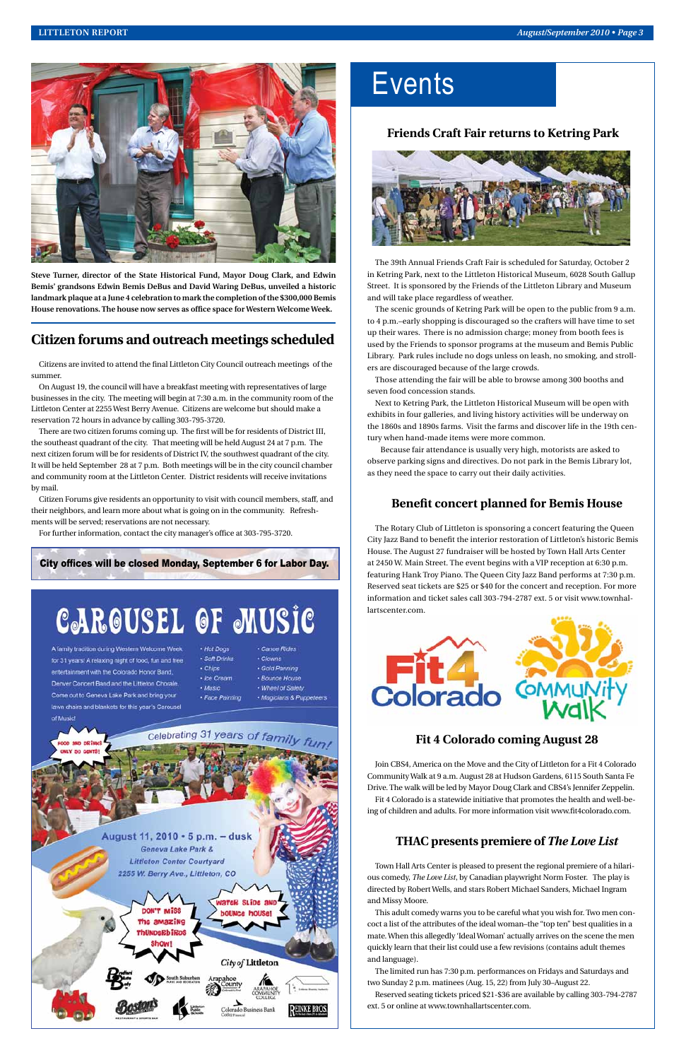Steve Turner, director of the State Historical Fund, Mayor Doug Clark, and Edwin Bemis' grandsons Edwin Bemis DeBus and David Waring DeBus, unveiled a historic landmark plaque at a June 4 celebration to mark the completion of the $300,000 Bemis House renovations. The house now serves as office space for Western Welcome Week.

## Citizen forums and outreach meetings scheduled

Citizens are invited to attend the final Littleton City Council outreach meetings of the summer.

On August 19, the council will have a breakfast meeting with representatives of large businesses in the city. The meeting will begin at 7:30 a.m. in the community room of the Littleton Center at 2255 West Berry Avenue. Citizens are welcome but should make a reservation 72 hours in advance by calling 303-795-3720.

There are two citizen forums coming up. The first will be for residents of District III, the southeast quadrant of the city. That meeting will be held August 24 at 7 p.m. The next citizen forum will be for residents of District IV, the southwest quadrant of the city. It will be held September 28 at 7 p.m. Both meetings will be in the city council chamber and community room at the Littleton Center. District residents will receive invitations by mail.

Citizen Forums give residents an opportunity to visit with council members, staff, and their neighbors, and learn more about what is going on in the community. Refreshments will be served; reservations are not necessary.

For further information, contact the city manager's office at 303-795-3720.

**City offices will be closed Monday, September 6 for Labor Day.**

## CAROUSEL OF MUSIC

A family tradition during Western Welcome Week for 31 years! A relaxing night of food, fun and free entertainment with the Colorado Honor Band, Denver Concert Band and the Littleton Chorale. Come out to Geneva Lake Park and bring your lawn chairs and blankets for this year's Carousel of Music!

- Hot Dogs
- Soft Drinks
- Chips
- Ice Cream
- Music
- Face Painting
- Canoe Rides
- Clowns
- Gold Panning
- Bounce House
- Wheel of Safety
- Magicians & Puppeteers

Food and drinks only 50 cents!

Celebrating 31 years of family fun!

August 11, 2010 • 5 p.m. – dusk
Geneva Lake Park &
Littleton Center Courtyard
2255 W. Berry Ave., Littleton, CO

Don't miss the amazing Thunderbirds show!

Water slide and bounce house!

City of Littleton

# Events

## Friends Craft Fair returns to Ketring Park

The 39th Annual Friends Craft Fair is scheduled for Saturday, October 2 in Ketring Park, next to the Littleton Historical Museum, 6028 South Gallup Street. It is sponsored by the Friends of the Littleton Library and Museum and will take place regardless of weather.

The scenic grounds of Ketring Park will be open to the public from 9 a.m. to 4 p.m.–early shopping is discouraged so the crafters will have time to set up their wares. There is no admission charge; money from booth fees is used by the Friends to sponsor programs at the museum and Bemis Public Library. Park rules include no dogs unless on leash, no smoking, and strollers are discouraged because of the large crowds.

Those attending the fair will be able to browse among 300 booths and seven food concession stands.

Next to Ketring Park, the Littleton Historical Museum will be open with exhibits in four galleries, and living history activities will be underway on the 1860s and 1890s farms. Visit the farms and discover life in the 19th century when hand-made items were more common.

Because fair attendance is usually very high, motorists are asked to observe parking signs and directives. Do not park in the Bemis Library lot, as they need the space to carry out their daily activities.

## Benefit concert planned for Bemis House

The Rotary Club of Littleton is sponsoring a concert featuring the Queen City Jazz Band to benefit the interior restoration of Littleton's historic Bemis House. The August 27 fundraiser will be hosted by Town Hall Arts Center at 2450 W. Main Street. The event begins with a VIP reception at 6:30 p.m. featuring Hank Troy Piano. The Queen City Jazz Band performs at 7:30 p.m. Reserved seat tickets are $25 or $40 for the concert and reception. For more information and ticket sales call 303-794-2787 ext. 5 or visit www.townhallartscenter.com.

## Fit 4 Colorado coming August 28

Join CBS4, America on the Move and the City of Littleton for a Fit 4 Colorado Community Walk at 9 a.m. August 28 at Hudson Gardens, 6115 South Santa Fe Drive. The walk will be led by Mayor Doug Clark and CBS4's Jennifer Zeppelin.

Fit 4 Colorado is a statewide initiative that promotes the health and well-being of children and adults. For more information visit www.fit4colorado.com.

## THAC presents premiere of *The Love List*

Town Hall Arts Center is pleased to present the regional premiere of a hilarious comedy, *The Love List*, by Canadian playwright Norm Foster. The play is directed by Robert Wells, and stars Robert Michael Sanders, Michael Ingram and Missy Moore.

This adult comedy warns you to be careful what you wish for. Two men concoct a list of the attributes of the ideal woman–the "top ten" best qualities in a mate. When this allegedly 'Ideal Woman' actually arrives on the scene the men quickly learn that their list could use a few revisions (contains adult themes and language).

The limited run has 7:30 p.m. performances on Fridays and Saturdays and two Sunday 2 p.m. matinees (Aug. 15, 22) from July 30–August 22.

Reserved seating tickets priced $21-$36 are available by calling 303-794-2787 ext. 5 or online at www.townhallartscenter.com.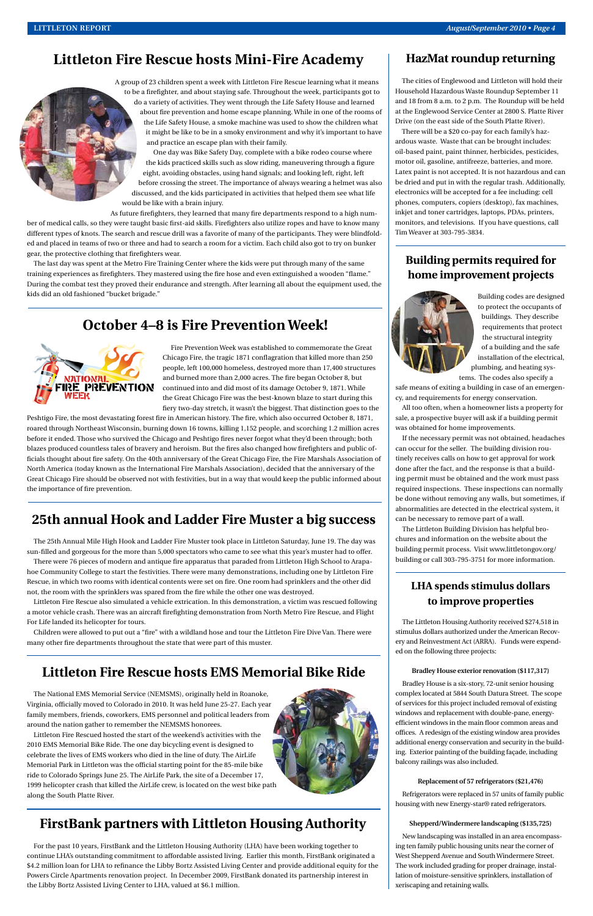# Littleton Fire Rescue hosts Mini-Fire Academy

A group of 23 children spent a week with Littleton Fire Rescue learning what it means to be a firefighter, and about staying safe. Throughout the week, participants got to do a variety of activities. They went through the Life Safety House and learned about fire prevention and home escape planning. While in one of the rooms of the Life Safety House, a smoke machine was used to show the children what it might be like to be in a smoky environment and why it's important to have and practice an escape plan with their family.

One day was Bike Safety Day, complete with a bike rodeo course where the kids practiced skills such as slow riding, maneuvering through a figure eight, avoiding obstacles, using hand signals; and looking left, right, left before crossing the street. The importance of always wearing a helmet was also discussed, and the kids participated in activities that helped them see what life would be like with a brain injury.

As future firefighters, they learned that many fire departments respond to a high number of medical calls, so they were taught basic first-aid skills. Firefighters also utilize ropes and have to know many different types of knots. The search and rescue drill was a favorite of many of the participants. They were blindfolded and placed in teams of two or three and had to search a room for a victim. Each child also got to try on bunker gear, the protective clothing that firefighters wear.

The last day was spent at the Metro Fire Training Center where the kids were put through many of the same training experiences as firefighters. They mastered using the fire hose and even extinguished a wooden "flame." During the combat test they proved their endurance and strength. After learning all about the equipment used, the kids did an old fashioned "bucket brigade."

# October 4–8 is Fire Prevention Week!

Fire Prevention Week was established to commemorate the Great Chicago Fire, the tragic 1871 conflagration that killed more than 250 people, left 100,000 homeless, destroyed more than 17,400 structures and burned more than 2,000 acres. The fire began October 8, but continued into and did most of its damage October 9, 1871. While the Great Chicago Fire was the best-known blaze to start during this fiery two-day stretch, it wasn't the biggest. That distinction goes to the Peshtigo Fire, the most devastating forest fire in American history. The fire, which also occurred October 8, 1871, roared through Northeast Wisconsin, burning down 16 towns, killing 1,152 people, and scorching 1.2 million acres before it ended. Those who survived the Chicago and Peshtigo fires never forgot what they'd been through; both blazes produced countless tales of bravery and heroism. But the fires also changed how firefighters and public officials thought about fire safety. On the 40th anniversary of the Great Chicago Fire, the Fire Marshals Association of North America (today known as the International Fire Marshals Association), decided that the anniversary of the Great Chicago Fire should be observed not with festivities, but in a way that would keep the public informed about the importance of fire prevention.

# 25th annual Hook and Ladder Fire Muster a big success

The 25th Annual Mile High Hook and Ladder Fire Muster took place in Littleton Saturday, June 19. The day was sun-filled and gorgeous for the more than 5,000 spectators who came to see what this year's muster had to offer.

There were 76 pieces of modern and antique fire apparatus that paraded from Littleton High School to Arapahoe Community College to start the festivities. There were many demonstrations, including one by Littleton Fire Rescue, in which two rooms with identical contents were set on fire. One room had sprinklers and the other did not, the room with the sprinklers was spared from the fire while the other one was destroyed.

Littleton Fire Rescue also simulated a vehicle extrication. In this demonstration, a victim was rescued following a motor vehicle crash. There was an aircraft firefighting demonstration from North Metro Fire Rescue, and Flight For Life landed its helicopter for tours.

Children were allowed to put out a "fire" with a wildland hose and tour the Littleton Fire Dive Van. There were many other fire departments throughout the state that were part of this muster.

# Littleton Fire Rescue hosts EMS Memorial Bike Ride

The National EMS Memorial Service (NEMSMS), originally held in Roanoke, Virginia, officially moved to Colorado in 2010. It was held June 25-27. Each year family members, friends, coworkers, EMS personnel and political leaders from around the nation gather to remember the NEMSMS honorees.

Littleton Fire Rescued hosted the start of the weekend's activities with the 2010 EMS Memorial Bike Ride. The one day bicycling event is designed to celebrate the lives of EMS workers who died in the line of duty. The AirLife Memorial Park in Littleton was the official starting point for the 85-mile bike ride to Colorado Springs June 25. The AirLife Park, the site of a December 17, 1999 helicopter crash that killed the AirLife crew, is located on the west bike path along the South Platte River.

# FirstBank partners with Littleton Housing Authority

For the past 10 years, FirstBank and the Littleton Housing Authority (LHA) have been working together to continue LHA's outstanding commitment to affordable assisted living. Earlier this month, FirstBank originated a $4.2 million loan for LHA to refinance the Libby Bortz Assisted Living Center and provide additional equity for the Powers Circle Apartments renovation project. In December 2009, FirstBank donated its partnership interest in the Libby Bortz Assisted Living Center to LHA, valued at $6.1 million.

# HazMat roundup returning

The cities of Englewood and Littleton will hold their Household Hazardous Waste Roundup September 11 and 18 from 8 a.m. to 2 p.m. The Roundup will be held at the Englewood Service Center at 2800 S. Platte River Drive (on the east side of the South Platte River).

There will be a $20 co-pay for each family's hazardous waste. Waste that can be brought includes: oil-based paint, paint thinner, herbicides, pesticides, motor oil, gasoline, antifreeze, batteries, and more. Latex paint is not accepted. It is not hazardous and can be dried and put in with the regular trash. Additionally, electronics will be accepted for a fee including: cell phones, computers, copiers (desktop), fax machines, inkjet and toner cartridges, laptops, PDAs, printers, monitors, and televisions. If you have questions, call Tim Weaver at 303-795-3834.

# Building permits required for home improvement projects

Building codes are designed to protect the occupants of buildings. They describe requirements that protect the structural integrity of a building and the safe installation of the electrical, plumbing, and heating systems. The codes also specify a safe means of exiting a building in case of an emergency, and requirements for energy conservation.

All too often, when a homeowner lists a property for sale, a prospective buyer will ask if a building permit was obtained for home improvements.

If the necessary permit was not obtained, headaches can occur for the seller. The building division routinely receives calls on how to get approval for work done after the fact, and the response is that a building permit must be obtained and the work must pass required inspections. These inspections can normally be done without removing any walls, but sometimes, if abnormalities are detected in the electrical system, it can be necessary to remove part of a wall.

The Littleton Building Division has helpful brochures and information on the website about the building permit process. Visit www.littletongov.org/building or call 303-795-3751 for more information.

# LHA spends stimulus dollars to improve properties

The Littleton Housing Authority received $274,518 in stimulus dollars authorized under the American Recovery and Reinvestment Act (ARRA). Funds were expended on the following three projects:

**Bradley House exterior renovation ($117,317)**

Bradley House is a six-story, 72-unit senior housing complex located at 5844 South Datura Street. The scope of services for this project included removal of existing windows and replacement with double-pane, energy-efficient windows in the main floor common areas and offices. A redesign of the existing window area provides additional energy conservation and security in the building. Exterior painting of the building façade, including balcony railings was also included.

**Replacement of 57 refrigerators ($21,476)**

Refrigerators were replaced in 57 units of family public housing with new Energy-star® rated refrigerators.

**Shepperd/Windermere landscaping ($135,725)**

New landscaping was installed in an area encompassing ten family public housing units near the corner of West Shepperd Avenue and South Windermere Street. The work included grading for proper drainage, installation of moisture-sensitive sprinklers, installation of xeriscaping and retaining walls.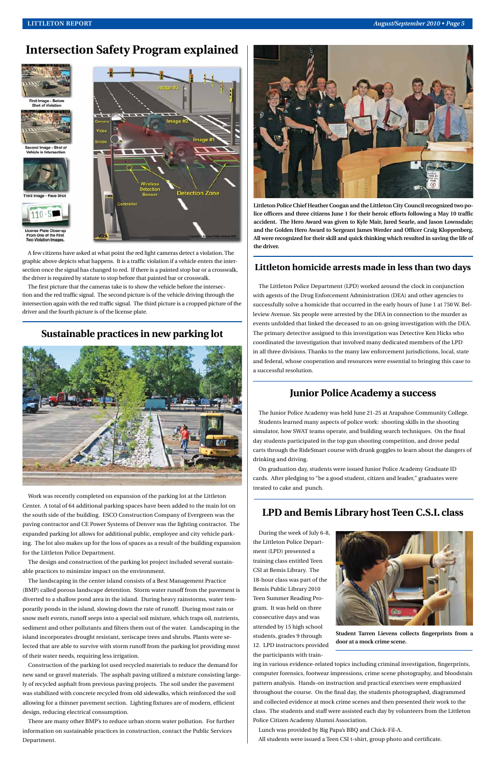# Intersection Safety Program explained

First Image - Before Shot of Violation

Second Image - Shot of Vehicle in Intersection

Third Image - Face Shot

License Plate Close-up From One of the First Two Violation Images.

A few citizens have asked at what point the red light cameras detect a violation. The graphic above depicts what happens. It is a traffic violation if a vehicle enters the intersection once the signal has changed to red. If there is a painted stop bar or a crosswalk, the driver is required by statute to stop before that painted bar or crosswalk.

The first picture that the cameras take is to show the vehicle before the intersection and the red traffic signal. The second picture is of the vehicle driving through the intersection again with the red traffic signal. The third picture is a cropped picture of the driver and the fourth picture is of the license plate.

## Sustainable practices in new parking lot

Work was recently completed on expansion of the parking lot at the Littleton Center. A total of 64 additional parking spaces have been added to the main lot on the south side of the building. ESCO Construction Company of Evergreen was the paving contractor and CE Power Systems of Denver was the lighting contractor. The expanded parking lot allows for additional public, employee and city vehicle parking. The lot also makes up for the loss of spaces as a result of the building expansion for the Littleton Police Department.

The design and construction of the parking lot project included several sustainable practices to minimize impact on the environment.

The landscaping in the center island consists of a Best Management Practice (BMP) called porous landscape detention. Storm water runoff from the pavement is diverted to a shallow pond area in the island. During heavy rainstorms, water temporarily ponds in the island, slowing down the rate of runoff. During most rain or snow melt events, runoff seeps into a special soil mixture, which traps oil, nutrients, sediment and other pollutants and filters them out of the water. Landscaping in the island incorporates drought resistant, xeriscape trees and shrubs. Plants were selected that are able to survive with storm runoff from the parking lot providing most of their water needs, requiring less irrigation.

Construction of the parking lot used recycled materials to reduce the demand for new sand or gravel materials. The asphalt paving utilized a mixture consisting largely of recycled asphalt from previous paving projects. The soil under the pavement was stabilized with concrete recycled from old sidewalks, which reinforced the soil allowing for a thinner pavement section. Lighting fixtures are of modern, efficient design, reducing electrical consumption.

There are many other BMP's to reduce urban storm water pollution. For further information on sustainable practices in construction, contact the Public Services Department.

**Littleton Police Chief Heather Coogan and the Littleton City Council recognized two police officers and three citizens June 1 for their heroic efforts following a May 10 traffic accident. The Hero Award was given to Kyle Mair, Jared Searle, and Jason Lowndsale; and the Golden Hero Award to Sergeant James Werder and Officer Craig Kloppenberg. All were recognized for their skill and quick thinking which resulted in saving the life of the driver.**

## Littleton homicide arrests made in less than two days

The Littleton Police Department (LPD) worked around the clock in conjunction with agents of the Drug Enforcement Administration (DEA) and other agencies to successfully solve a homicide that occurred in the early hours of June 1 at 750 W. Belleview Avenue. Six people were arrested by the DEA in connection to the murder as events unfolded that linked the deceased to an on-going investigation with the DEA. The primary detective assigned to this investigation was Detective Ken Hicks who coordinated the investigation that involved many dedicated members of the LPD in all three divisions. Thanks to the many law enforcement jurisdictions, local, state and federal, whose cooperation and resources were essential to bringing this case to a successful resolution.

## Junior Police Academy a success

The Junior Police Academy was held June 21-25 at Arapahoe Community College.

Students learned many aspects of police work: shooting skills in the shooting simulator, how SWAT teams operate, and building search techniques. On the final day students participated in the top gun shooting competition, and drove pedal carts through the RideSmart course with drunk goggles to learn about the dangers of drinking and driving.

On graduation day, students were issued Junior Police Academy Graduate ID cards. After pledging to "be a good student, citizen and leader," graduates were treated to cake and punch.

## LPD and Bemis Library host Teen C.S.I. class

During the week of July 6-8, the Littleton Police Department (LPD) presented a training class entitled Teen CSI at Bemis Library. The 18-hour class was part of the Bemis Public Library 2010 Teen Summer Reading Program. It was held on three consecutive days and was attended by 15 high school students, grades 9 through 12. LPD instructors provided the participants with training in various evidence-related topics including criminal investigation, fingerprints, computer forensics, footwear impressions, crime scene photography, and bloodstain pattern analysis. Hands-on instruction and practical exercises were emphasized throughout the course. On the final day, the students photographed, diagrammed and collected evidence at mock crime scenes and then presented their work to the class. The students and staff were assisted each day by volunteers from the Littleton Police Citizen Academy Alumni Association.

**Student Tarren Lievens collects fingerprints from a door at a mock crime scene.**

Lunch was provided by Big Papa's BBQ and Chick-Fil-A.

All students were issued a Teen CSI t-shirt, group photo and certificate.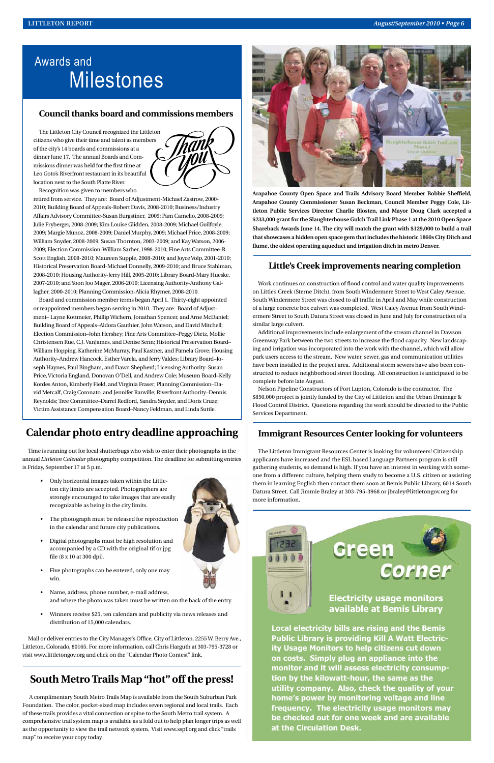# Awards and Milestones

## Council thanks board and commissions members

The Littleton City Council recognized the Littleton citizens who give their time and talent as members of the city's 14 boards and commissions at a dinner June 17. The annual Boards and Commissions dinner was held for the first time at Leo Goto's Riverfront restaurant in its beautiful location next to the South Platte River.

Recognition was given to members who retired from service. They are: Board of Adjustment-Michael Zastrow, 2000-2010; Building Board of Appeals-Robert Davis, 2008-2010; Business/Industry Affairs Advisory Committee-Susan Burgstiner, 2009; Pam Camelio, 2008-2009; Julie Fryberger, 2008-2009; Kim Louise Glidden, 2008-2009; Michael Guilfoyle, 2009; Margie Munoz, 2008-2009; Daniel Murphy, 2009; Michael Price, 2008-2009; William Snyder, 2008-2009; Susan Thornton, 2003-2009; and Kay Watson, 2006-2009; Election Commission-William Sarber, 1998-2010; Fine Arts Committee-R. Scott English, 2008-2010; Maureen Supple, 2008-2010; and Joyce Volp, 2001-2010; Historical Preservation Board-Michael Donnelly, 2009-2010; and Bruce Stahlman, 2008-2010; Housing Authority-Jerry Hill, 2005-2010; Library Board-Mary Hueske, 2007-2010; and Yoon Joo Mager, 2006-2010; Licensing Authority-Anthony Gallagher, 2000-2010; Planning Commission-Alicia Rhymer, 2008-2010.

Board and commission member terms began April 1. Thirty-eight appointed or reappointed members began serving in 2010. They are: Board of Adjustment– Layne Kottmeier, Phillip Wichern, Jonathan Spencer, and Arne McDaniel; Building Board of Appeals–Aldora Gauthier, John Watson, and David Mitchell; Election Commission–John Hershey; Fine Arts Committee–Peggy Dietz, Mollie Christensen Rue, C.J. VanJames, and Denise Senn; Historical Preservation Board–William Hopping, Katherine McMurray, Paul Kastner, and Pamela Grove; Housing Authority–Andrew Hancock, Esther Varela, and Jerry Valdes; Library Board–Joseph Haynes, Paul Bingham, and Dawn Shepherd; Licensing Authority–Susan Price, Victoria England, Donovan O'Dell, and Andrew Cole; Museum Board–Kelly Kordes Anton, Kimberly Field, and Virginia Fraser; Planning Commission–David Metcalf, Craig Coronato, and Jennifer Ranville; Riverfront Authority–Dennis Reynolds; Tree Committee–Darrel Redford, Sandra Snyder, and Doris Cruze; Victim Assistance Compensation Board–Nancy Feldman, and Linda Suttle.

## Calendar photo entry deadline approaching

Time is running out for local shutterbugs who wish to enter their photographs in the annual *Littleton Calendar* photography competition. The deadline for submitting entries is Friday, September 17 at 5 p.m.

- Only horizontal images taken within the Littleton city limits are accepted. Photographers are strongly encouraged to take images that are easily recognizable as being in the city limits.
- The photograph must be released for reproduction in the calendar and future city publications.
- Digital photographs must be high resolution and accompanied by a CD with the original tif or jpg file (8 x 10 at 300 dpi).
- Five photographs can be entered, only one may win.
- Name, address, phone number, e-mail address, and where the photo was taken must be written on the back of the entry.
- Winners receive $25, ten calendars and publicity via news releases and distribution of 15,000 calendars.

Mail or deliver entries to the City Manager's Office, City of Littleton, 2255 W. Berry Ave., Littleton, Colorado, 80165. For more information, call Chris Harguth at 303-795-3728 or visit www.littletongov.org and click on the "Calendar Photo Contest" link.

## South Metro Trails Map "hot" off the press!

A complimentary South Metro Trails Map is available from the South Suburban Park Foundation. The color, pocket-sized map includes seven regional and local trails. Each of these trails provides a vital connection or spine to the South Metro trail system. A comprehensive trail system map is available as a fold out to help plan longer trips as well as the opportunity to view the trail network system. Visit www.sspf.org and click "trails map" to receive your copy today.

**Arapahoe County Open Space and Trails Advisory Board Member Bobbie Sheffield, Arapahoe County Commissioner Susan Beckman, Council Member Peggy Cole, Littleton Public Services Director Charlie Blosten, and Mayor Doug Clark accepted a $233,000 grant for the Slaughterhouse Gulch Trail Link Phase 1 at the 2010 Open Space Shareback Awards June 14. The city will match the grant with $129,000 to build a trail that showcases a hidden open space gem that includes the historic 1860s City Ditch and flume, the oldest operating aqueduct and irrigation ditch in metro Denver.**

## Little's Creek improvements nearing completion

Work continues on construction of flood control and water quality improvements on Little's Creek (Sterne Ditch), from South Windermere Street to West Caley Avenue. South Windermere Street was closed to all traffic in April and May while construction of a large concrete box culvert was completed. West Caley Avenue from South Windermere Street to South Datura Street was closed in June and July for construction of a similar large culvert.

Additional improvements include enlargement of the stream channel in Dawson Greenway Park between the two streets to increase the flood capacity. New landscaping and irrigation was incorporated into the work with the channel, which will allow park users access to the stream. New water, sewer, gas and communication utilities have been installed in the project area. Additional storm sewers have also been constructed to reduce neighborhood street flooding. All construction is anticipated to be complete before late August.

Nelson Pipeline Constructors of Fort Lupton, Colorado is the contractor. The $850,000 project is jointly funded by the City of Littleton and the Urban Drainage & Flood Control District. Questions regarding the work should be directed to the Public Services Department.

## Immigrant Resources Center looking for volunteers

The Littleton Immigrant Resources Center is looking for volunteers! Citizenship applicants have increased and the ESL based Language Partners program is still gathering students, so demand is high. If you have an interest in working with someone from a different culture, helping them study to become a U.S. citizen or assisting them in learning English then contact them soon at Bemis Public Library, 6014 South Datura Street. Call Jimmie Braley at 303-795-3968 or jbraley@littletongov.org for more information.

## Green Corner

### Electricity usage monitors available at Bemis Library

**Local electricity bills are rising and the Bemis Public Library is providing Kill A Watt Electricity Usage Monitors to help citizens cut down on costs. Simply plug an appliance into the monitor and it will assess electricity consumption by the kilowatt-hour, the same as the utility company. Also, check the quality of your home's power by monitoring voltage and line frequency. The electricity usage monitors may be checked out for one week and are available at the Circulation Desk.**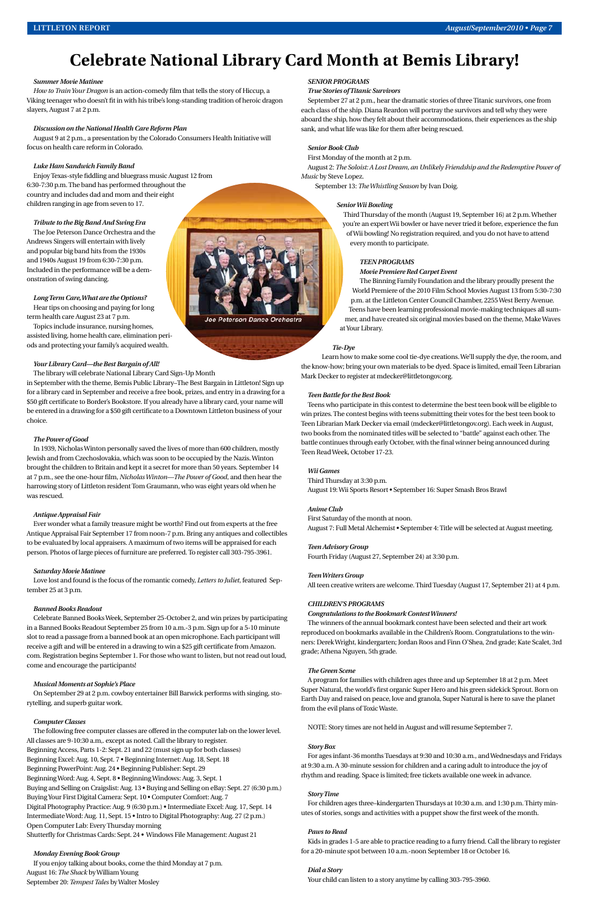# Celebrate National Library Card Month at Bemis Library!

***Summer Movie Matinee***

*How to Train Your Dragon* is an action-comedy film that tells the story of Hiccup, a Viking teenager who doesn't fit in with his tribe's long-standing tradition of heroic dragon slayers, August 7 at 2 p.m.

***Discussion on the National Health Care Reform Plan***

August 9 at 2 p.m., a presentation by the Colorado Consumers Health Initiative will focus on health care reform in Colorado.

***Luke Ham Sandwich Family Band***

Enjoy Texas-style fiddling and bluegrass music August 12 from 6:30-7:30 p.m. The band has performed throughout the country and includes dad and mom and their eight children ranging in age from seven to 17.

***Tribute to the Big Band And Swing Era***

The Joe Peterson Dance Orchestra and the Andrews Singers will entertain with lively and popular big band hits from the 1930s and 1940s August 19 from 6:30-7:30 p.m. Included in the performance will be a demonstration of swing dancing.

Joe Peterson Dance Orchestra

***Long Term Care, What are the Options?***

Hear tips on choosing and paying for long term health care August 23 at 7 p.m.

Topics include insurance, nursing homes, assisted living, home health care, elimination periods and protecting your family's acquired wealth.

***Your Library Card—the Best Bargain of All!***

The library will celebrate National Library Card Sign-Up Month in September with the theme, Bemis Public Library–The Best Bargain in Littleton! Sign up for a library card in September and receive a free book, prizes, and entry in a drawing for a $50 gift certificate to Border's Bookstore. If you already have a library card, your name will be entered in a drawing for a $50 gift certificate to a Downtown Littleton business of your choice.

***The Power of Good***

In 1939, Nicholas Winton personally saved the lives of more than 600 children, mostly Jewish and from Czechoslovakia, which was soon to be occupied by the Nazis. Winton brought the children to Britain and kept it a secret for more than 50 years. September 14 at 7 p.m., see the one-hour film, *Nicholas Winton—The Power of Good*, and then hear the harrowing story of Littleton resident Tom Graumann, who was eight years old when he was rescued.

***Antique Appraisal Fair***

Ever wonder what a family treasure might be worth? Find out from experts at the free Antique Appraisal Fair September 17 from noon-7 p.m. Bring any antiques and collectibles to be evaluated by local appraisers. A maximum of two items will be appraised for each person. Photos of large pieces of furniture are preferred. To register call 303-795-3961.

***Saturday Movie Matinee***

Love lost and found is the focus of the romantic comedy, *Letters to Juliet*, featured September 25 at 3 p.m.

***Banned Books Readout***

Celebrate Banned Books Week, September 25-October 2, and win prizes by participating in a Banned Books Readout September 25 from 10 a.m.-3 p.m. Sign up for a 5-10 minute slot to read a passage from a banned book at an open microphone. Each participant will receive a gift and will be entered in a drawing to win a $25 gift certificate from Amazon.com. Registration begins September 1. For those who want to listen, but not read out loud, come and encourage the participants!

***Musical Moments at Sophie's Place***

On September 29 at 2 p.m. cowboy entertainer Bill Barwick performs with singing, storytelling, and superb guitar work.

***Computer Classes***

The following free computer classes are offered in the computer lab on the lower level. All classes are 9-10:30 a.m,. except as noted. Call the library to register.

Beginning Access, Parts 1-2: Sept. 21 and 22 (must sign up for both classes)
Beginning Excel: Aug. 10, Sept. 7 • Beginning Internet: Aug. 18, Sept. 18
Beginning PowerPoint: Aug. 24 • Beginning Publisher: Sept. 29
Beginning Word: Aug. 4, Sept. 8 • Beginning Windows: Aug. 3, Sept. 1
Buying and Selling on Craigslist: Aug. 13 • Buying and Selling on eBay: Sept. 27 (6:30 p.m.)
Buying Your First Digital Camera: Sept. 10 • Computer Comfort: Aug. 7
Digital Photography Practice: Aug. 9 (6:30 p.m.) • Intermediate Excel: Aug. 17, Sept. 14
Intermediate Word: Aug. 11, Sept. 15 • Intro to Digital Photography: Aug. 27 (2 p.m.)
Open Computer Lab: Every Thursday morning
Shutterfly for Christmas Cards: Sept. 24 • Windows File Management: August 21

***Monday Evening Book Group***

If you enjoy talking about books, come the third Monday at 7 p.m.
August 16: *The Shack* by William Young
September 20: *Tempest Tales* by Walter Mosley

***SENIOR PROGRAMS***

***True Stories of Titanic Survivors***

September 27 at 2 p.m., hear the dramatic stories of three Titanic survivors, one from each class of the ship. Diana Reardon will portray the survivors and tell why they were aboard the ship, how they felt about their accommodations, their experiences as the ship sank, and what life was like for them after being rescued.

***Senior Book Club***

First Monday of the month at 2 p.m.
August 2: *The Soloist: A Lost Dream, an Unlikely Friendship and the Redemptive Power of Music* by Steve Lopez.
September 13: *The Whistling Season* by Ivan Doig.

***Senior Wii Bowling***

Third Thursday of the month (August 19, September 16) at 2 p.m. Whether you're an expert Wii bowler or have never tried it before, experience the fun of Wii bowling! No registration required, and you do not have to attend every month to participate.

***TEEN PROGRAMS***

***Movie Premiere Red Carpet Event***

The Binning Family Foundation and the library proudly present the World Premiere of the 2010 Film School Movies August 13 from 5:30-7:30 p.m. at the Littleton Center Council Chamber, 2255 West Berry Avenue. Teens have been learning professional movie-making techniques all summer, and have created six original movies based on the theme, Make Waves at Your Library.

***Tie-Dye***

Learn how to make some cool tie-dye creations. We'll supply the dye, the room, and the know-how; bring your own materials to be dyed. Space is limited, email Teen Librarian Mark Decker to register at mdecker@littletongov.org.

***Teen Battle for the Best Book***

Teens who participate in this contest to determine the best teen book will be eligible to win prizes. The contest begins with teens submitting their votes for the best teen book to Teen Librarian Mark Decker via email (mdecker@littletongov.org). Each week in August, two books from the nominated titles will be selected to "battle" against each other. The battle continues through early October, with the final winner being announced during Teen Read Week, October 17-23.

***Wii Games***

Third Thursday at 3:30 p.m.
August 19: Wii Sports Resort • September 16: Super Smash Bros Brawl

***Anime Club***

First Saturday of the month at noon.
August 7: Full Metal Alchemist • September 4: Title will be selected at August meeting.

***Teen Advisory Group***

Fourth Friday (August 27, September 24) at 3:30 p.m.

***Teen Writers Group***

All teen creative writers are welcome. Third Tuesday (August 17, September 21) at 4 p.m.

***CHILDREN'S PROGRAMS***

***Congratulations to the Bookmark Contest Winners!***

The winners of the annual bookmark contest have been selected and their art work reproduced on bookmarks available in the Children's Room. Congratulations to the winners: Derek Wright, kindergarten; Jordan Roos and Finn O'Shea, 2nd grade; Kate Scalet, 3rd grade; Athena Nguyen, 5th grade.

***The Green Scene***

A program for families with children ages three and up September 18 at 2 p.m. Meet Super Natural, the world's first organic Super Hero and his green sidekick Sprout. Born on Earth Day and raised on peace, love and granola, Super Natural is here to save the planet from the evil plans of Toxic Waste.

NOTE: Story times are not held in August and will resume September 7.

***Story Box***

For ages infant-36 months Tuesdays at 9:30 and 10:30 a.m., and Wednesdays and Fridays at 9:30 a.m. A 30-minute session for children and a caring adult to introduce the joy of rhythm and reading. Space is limited; free tickets available one week in advance.

***Story Time***

For children ages three–kindergarten Thursdays at 10:30 a.m. and 1:30 p.m. Thirty minutes of stories, songs and activities with a puppet show the first week of the month.

***Paws to Read***

Kids in grades 1-5 are able to practice reading to a furry friend. Call the library to register for a 20-minute spot between 10 a.m.-noon September 18 or October 16.

***Dial a Story***

Your child can listen to a story anytime by calling 303-795-3960.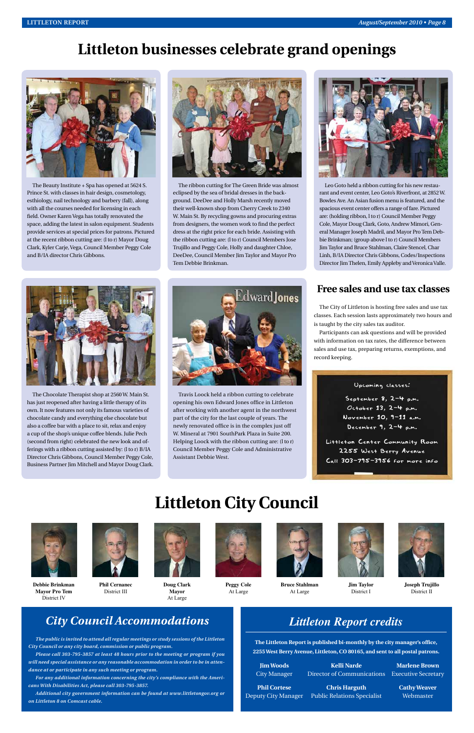# Littleton businesses celebrate grand openings

The Beauty Institute + Spa has opened at 5624 S. Prince St. with classes in hair design, cosmetology, esthiology, nail technology and barbery (fall), along with all the courses needed for licensing in each field. Owner Karen Vega has totally renovated the space, adding the latest in salon equipment. Students provide services at special prices for patrons. Pictured at the recent ribbon cutting are: (l to r) Mayor Doug Clark, Kyler Carje, Vega, Council Member Peggy Cole and B/IA director Chris Gibbons.

The ribbon cutting for The Green Bride was almost eclipsed by the sea of bridal dresses in the background. DeeDee and Holly Marsh recently moved their well-known shop from Cherry Creek to 2340 W. Main St. By recycling gowns and procuring extras from designers, the women work to find the perfect dress at the right price for each bride. Assisting with the ribbon cutting are: (l to r) Council Members Jose Trujillo and Peggy Cole, Holly and daughter Chloe, DeeDee, Council Member Jim Taylor and Mayor Pro Tem Debbie Brinkman.

Leo Goto held a ribbon cutting for his new restaurant and event center, Leo Goto's Riverfront, at 2852 W. Bowles Ave. An Asian fusion menu is featured, and the spacious event center offers a range of fare. Pictured are: (holding ribbon, l to r) Council Member Peggy Cole, Mayor Doug Clark, Goto, Andrew Mimori, General Manager Joseph Madril, and Mayor Pro Tem Debbie Brinkman; (group above l to r) Council Members Jim Taylor and Bruce Stahlman, Claire Stencel, Char Linh, B/IA Director Chris Gibbons, Codes/Inspections Director Jim Thelen, Emily Appleby and Veronica Valle.

The Chocolate Therapist shop at 2560 W. Main St. has just reopened after having a little therapy of its own. It now features not only its famous varieties of chocolate candy and everything else chocolate but also a coffee bar with a place to sit, relax and enjoy a cup of the shop's unique coffee blends. Julie Pech (second from right) celebrated the new look and offerings with a ribbon cutting assisted by: (l to r) B/IA Director Chris Gibbons, Council Member Peggy Cole, Business Partner Jim Mitchell and Mayor Doug Clark.

Travis Loock held a ribbon cutting to celebrate opening his own Edward Jones office in Littleton after working with another agent in the northwest part of the city for the last couple of years. The newly renovated office is in the complex just off W. Mineral at 7901 SouthPark Plaza in Suite 200. Helping Loock with the ribbon cutting are: (l to r) Council Member Peggy Cole and Administrative Assistant Debbie West.

## Free sales and use tax classes

The City of Littleton is hosting free sales and use tax classes. Each session lasts approximately two hours and is taught by the city sales tax auditor.

Participants can ask questions and will be provided with information on tax rates, the difference between sales and use tax, preparing returns, exemptions, and record keeping.

Upcoming classes:

September 8, 2–4 p.m.
October 13, 2–4 p.m.
November 10, 9–11 a.m.
December 9, 2–4 p.m.

Littleton Center Community Room
2255 West Berry Avenue
Call 303-795-3956 for more info

# Littleton City Council

**Debbie Brinkman**
**Mayor Pro Tem**
District IV

**Phil Cernanec**
District III

**Doug Clark**
**Mayor**
At Large

**Peggy Cole**
At Large

**Bruce Stahlman**
At Large

**Jim Taylor**
District I

**Joseph Trujillo**
District II

## *City Council Accommodations*

***The public is invited to attend all regular meetings or study sessions of the Littleton City Council or any city board, commission or public program.***

***Please call 303-795-3857 at least 48 hours prior to the meeting or program if you will need special assistance or any reasonable accommodation in order to be in attendance at or participate in any such meeting or program.***

***For any additional information concerning the city's compliance with the Americans With Disabilities Act, please call 303-795-3857.***

***Additional city government information can be found at www.littletongov.org or on Littleton 8 on Comcast cable.***

## *Littleton Report credits*

**The Littleton Report is published bi-monthly by the city manager's office, 2255 West Berry Avenue, Littleton, CO 80165, and sent to all postal patrons.**

**Jim Woods**
City Manager

**Kelli Narde**
Director of Communications

**Marlene Brown**
Executive Secretary

**Phil Cortese**
Deputy City Manager

**Chris Harguth**
Public Relations Specialist

**Cathy Weaver**
Webmaster